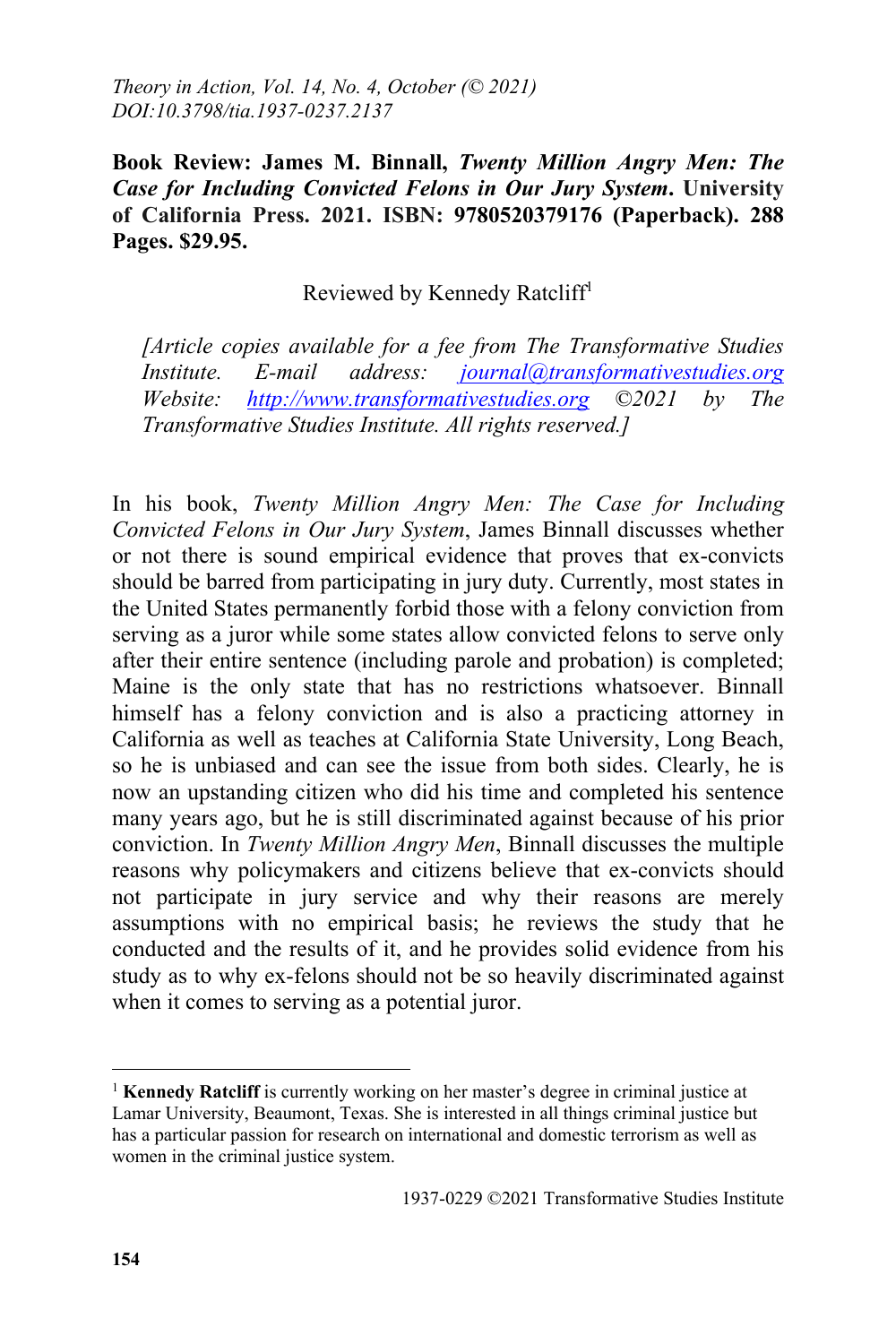*Theory in Action, Vol. 14, No. 4, October (© 2021)*
*DOI:10.3798/tia.1937-0237.2137*

**Book Review: James M. Binnall, *Twenty Million Angry Men: The Case for Including Convicted Felons in Our Jury System*. University of California Press. 2021. ISBN: 9780520379176 (Paperback). 288 Pages. $29.95.**

Reviewed by Kennedy Ratcliff[1]

*[Article copies available for a fee from The Transformative Studies Institute. E-mail address: journal@transformativestudies.org Website: http://www.transformativestudies.org ©2021 by The Transformative Studies Institute. All rights reserved.]*

In his book, *Twenty Million Angry Men: The Case for Including Convicted Felons in Our Jury System*, James Binnall discusses whether or not there is sound empirical evidence that proves that ex-convicts should be barred from participating in jury duty. Currently, most states in the United States permanently forbid those with a felony conviction from serving as a juror while some states allow convicted felons to serve only after their entire sentence (including parole and probation) is completed; Maine is the only state that has no restrictions whatsoever. Binnall himself has a felony conviction and is also a practicing attorney in California as well as teaches at California State University, Long Beach, so he is unbiased and can see the issue from both sides. Clearly, he is now an upstanding citizen who did his time and completed his sentence many years ago, but he is still discriminated against because of his prior conviction. In *Twenty Million Angry Men*, Binnall discusses the multiple reasons why policymakers and citizens believe that ex-convicts should not participate in jury service and why their reasons are merely assumptions with no empirical basis; he reviews the study that he conducted and the results of it, and he provides solid evidence from his study as to why ex-felons should not be so heavily discriminated against when it comes to serving as a potential juror.

---

[1] **Kennedy Ratcliff** is currently working on her master's degree in criminal justice at Lamar University, Beaumont, Texas. She is interested in all things criminal justice but has a particular passion for research on international and domestic terrorism as well as women in the criminal justice system.

1937-0229 ©2021 Transformative Studies Institute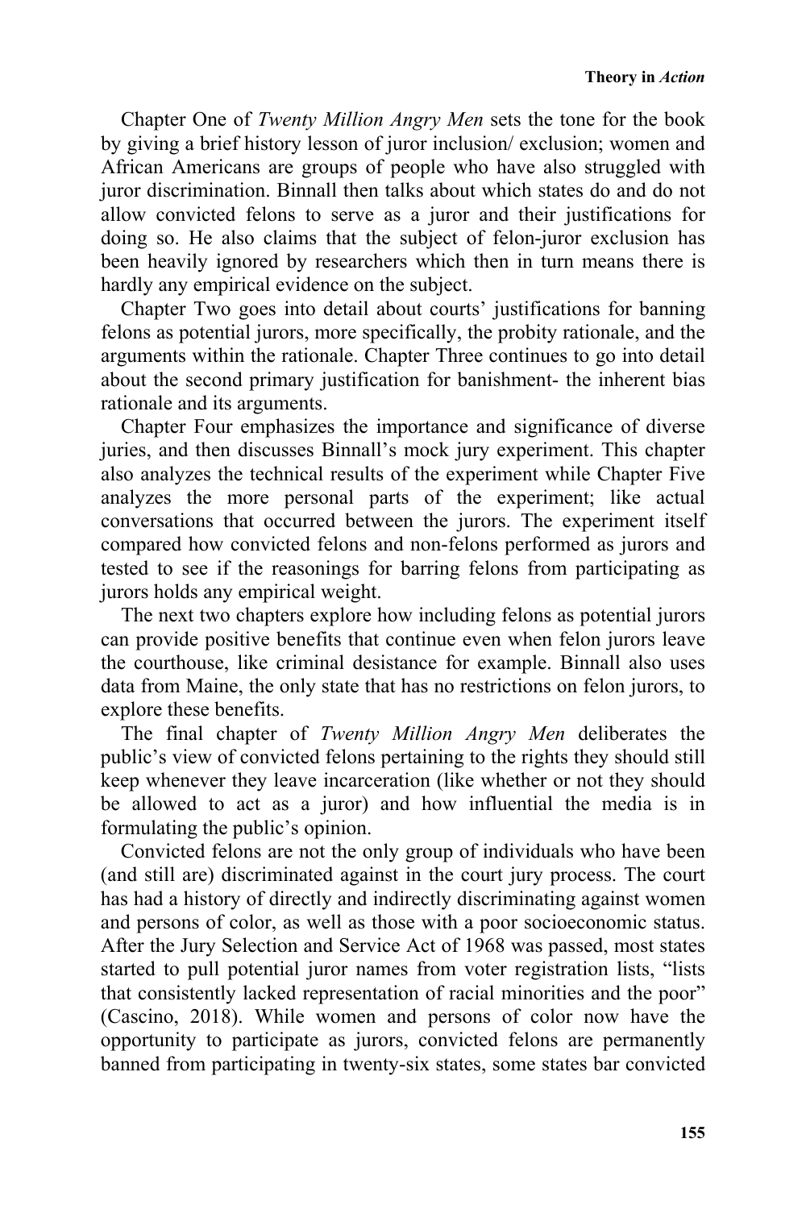Chapter One of *Twenty Million Angry Men* sets the tone for the book by giving a brief history lesson of juror inclusion/ exclusion; women and African Americans are groups of people who have also struggled with juror discrimination. Binnall then talks about which states do and do not allow convicted felons to serve as a juror and their justifications for doing so. He also claims that the subject of felon-juror exclusion has been heavily ignored by researchers which then in turn means there is hardly any empirical evidence on the subject.

Chapter Two goes into detail about courts' justifications for banning felons as potential jurors, more specifically, the probity rationale, and the arguments within the rationale. Chapter Three continues to go into detail about the second primary justification for banishment- the inherent bias rationale and its arguments.

Chapter Four emphasizes the importance and significance of diverse juries, and then discusses Binnall's mock jury experiment. This chapter also analyzes the technical results of the experiment while Chapter Five analyzes the more personal parts of the experiment; like actual conversations that occurred between the jurors. The experiment itself compared how convicted felons and non-felons performed as jurors and tested to see if the reasonings for barring felons from participating as jurors holds any empirical weight.

The next two chapters explore how including felons as potential jurors can provide positive benefits that continue even when felon jurors leave the courthouse, like criminal desistance for example. Binnall also uses data from Maine, the only state that has no restrictions on felon jurors, to explore these benefits.

The final chapter of *Twenty Million Angry Men* deliberates the public's view of convicted felons pertaining to the rights they should still keep whenever they leave incarceration (like whether or not they should be allowed to act as a juror) and how influential the media is in formulating the public's opinion.

Convicted felons are not the only group of individuals who have been (and still are) discriminated against in the court jury process. The court has had a history of directly and indirectly discriminating against women and persons of color, as well as those with a poor socioeconomic status. After the Jury Selection and Service Act of 1968 was passed, most states started to pull potential juror names from voter registration lists, "lists that consistently lacked representation of racial minorities and the poor" (Cascino, 2018). While women and persons of color now have the opportunity to participate as jurors, convicted felons are permanently banned from participating in twenty-six states, some states bar convicted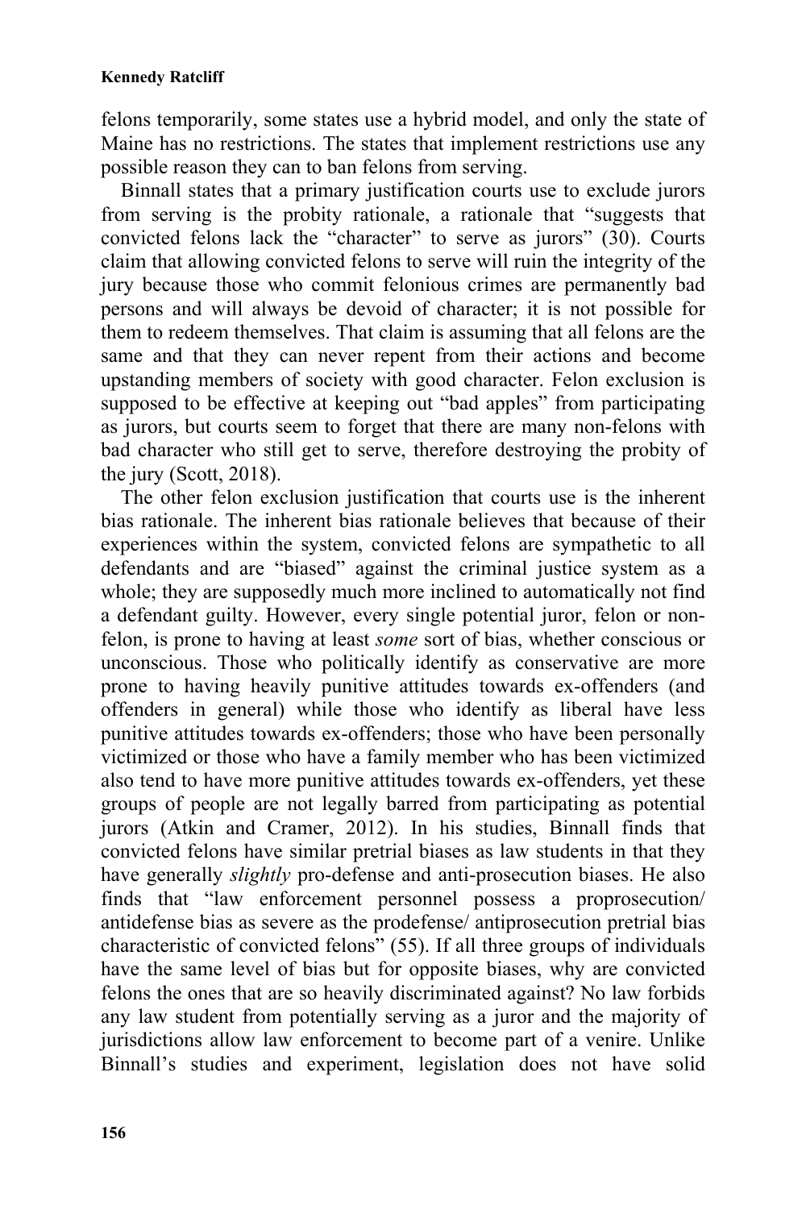felons temporarily, some states use a hybrid model, and only the state of Maine has no restrictions. The states that implement restrictions use any possible reason they can to ban felons from serving.

Binnall states that a primary justification courts use to exclude jurors from serving is the probity rationale, a rationale that "suggests that convicted felons lack the "character" to serve as jurors" (30). Courts claim that allowing convicted felons to serve will ruin the integrity of the jury because those who commit felonious crimes are permanently bad persons and will always be devoid of character; it is not possible for them to redeem themselves. That claim is assuming that all felons are the same and that they can never repent from their actions and become upstanding members of society with good character. Felon exclusion is supposed to be effective at keeping out "bad apples" from participating as jurors, but courts seem to forget that there are many non-felons with bad character who still get to serve, therefore destroying the probity of the jury (Scott, 2018).

The other felon exclusion justification that courts use is the inherent bias rationale. The inherent bias rationale believes that because of their experiences within the system, convicted felons are sympathetic to all defendants and are "biased" against the criminal justice system as a whole; they are supposedly much more inclined to automatically not find a defendant guilty. However, every single potential juror, felon or non-felon, is prone to having at least *some* sort of bias, whether conscious or unconscious. Those who politically identify as conservative are more prone to having heavily punitive attitudes towards ex-offenders (and offenders in general) while those who identify as liberal have less punitive attitudes towards ex-offenders; those who have been personally victimized or those who have a family member who has been victimized also tend to have more punitive attitudes towards ex-offenders, yet these groups of people are not legally barred from participating as potential jurors (Atkin and Cramer, 2012). In his studies, Binnall finds that convicted felons have similar pretrial biases as law students in that they have generally *slightly* pro-defense and anti-prosecution biases. He also finds that "law enforcement personnel possess a proprosecution/ antidefense bias as severe as the prodefense/ antiprosecution pretrial bias characteristic of convicted felons" (55). If all three groups of individuals have the same level of bias but for opposite biases, why are convicted felons the ones that are so heavily discriminated against? No law forbids any law student from potentially serving as a juror and the majority of jurisdictions allow law enforcement to become part of a venire. Unlike Binnall's studies and experiment, legislation does not have solid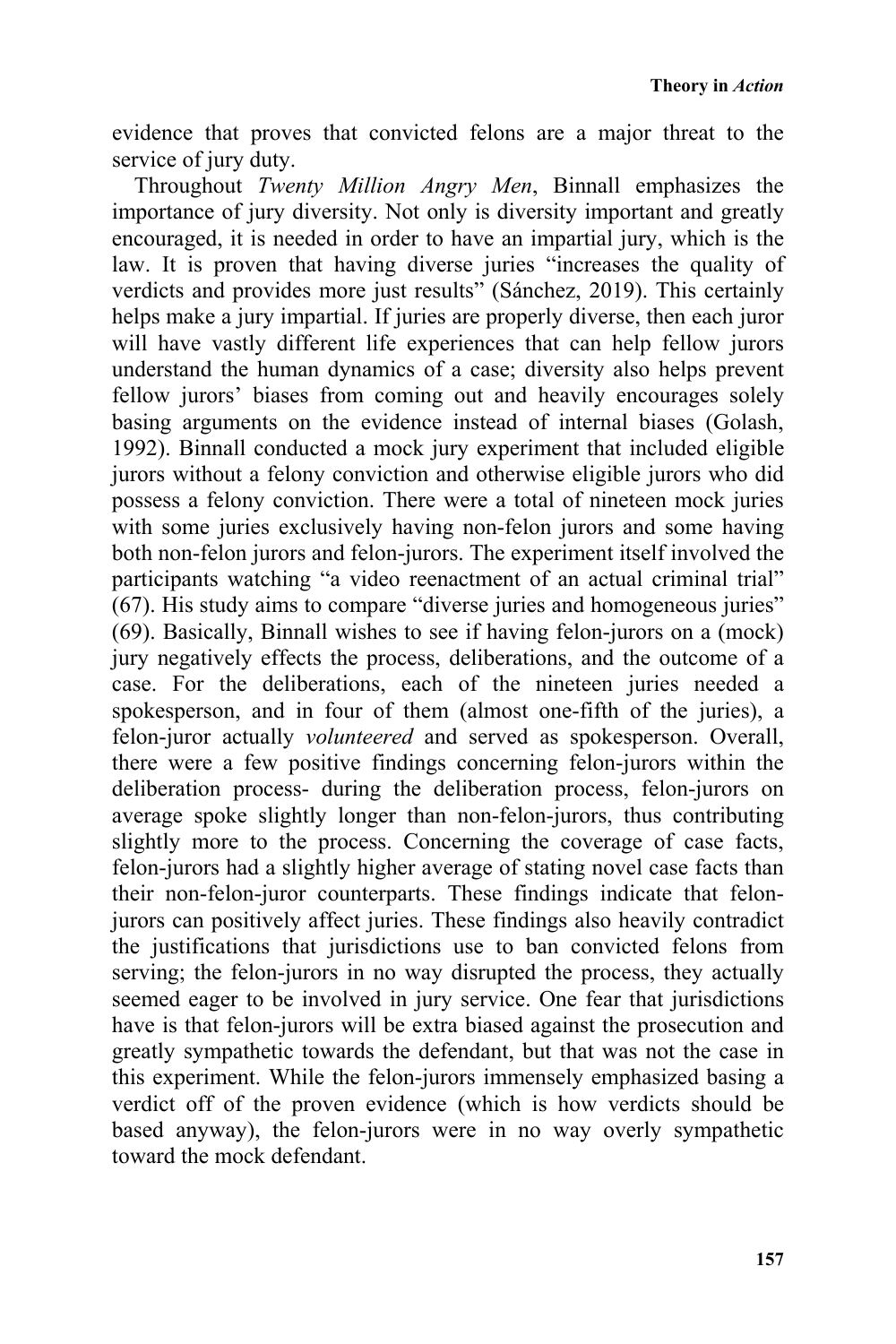evidence that proves that convicted felons are a major threat to the service of jury duty.

Throughout *Twenty Million Angry Men*, Binnall emphasizes the importance of jury diversity. Not only is diversity important and greatly encouraged, it is needed in order to have an impartial jury, which is the law. It is proven that having diverse juries "increases the quality of verdicts and provides more just results" (Sánchez, 2019). This certainly helps make a jury impartial. If juries are properly diverse, then each juror will have vastly different life experiences that can help fellow jurors understand the human dynamics of a case; diversity also helps prevent fellow jurors' biases from coming out and heavily encourages solely basing arguments on the evidence instead of internal biases (Golash, 1992). Binnall conducted a mock jury experiment that included eligible jurors without a felony conviction and otherwise eligible jurors who did possess a felony conviction. There were a total of nineteen mock juries with some juries exclusively having non-felon jurors and some having both non-felon jurors and felon-jurors. The experiment itself involved the participants watching "a video reenactment of an actual criminal trial" (67). His study aims to compare "diverse juries and homogeneous juries" (69). Basically, Binnall wishes to see if having felon-jurors on a (mock) jury negatively effects the process, deliberations, and the outcome of a case. For the deliberations, each of the nineteen juries needed a spokesperson, and in four of them (almost one-fifth of the juries), a felon-juror actually *volunteered* and served as spokesperson. Overall, there were a few positive findings concerning felon-jurors within the deliberation process- during the deliberation process, felon-jurors on average spoke slightly longer than non-felon-jurors, thus contributing slightly more to the process. Concerning the coverage of case facts, felon-jurors had a slightly higher average of stating novel case facts than their non-felon-juror counterparts. These findings indicate that felon-jurors can positively affect juries. These findings also heavily contradict the justifications that jurisdictions use to ban convicted felons from serving; the felon-jurors in no way disrupted the process, they actually seemed eager to be involved in jury service. One fear that jurisdictions have is that felon-jurors will be extra biased against the prosecution and greatly sympathetic towards the defendant, but that was not the case in this experiment. While the felon-jurors immensely emphasized basing a verdict off of the proven evidence (which is how verdicts should be based anyway), the felon-jurors were in no way overly sympathetic toward the mock defendant.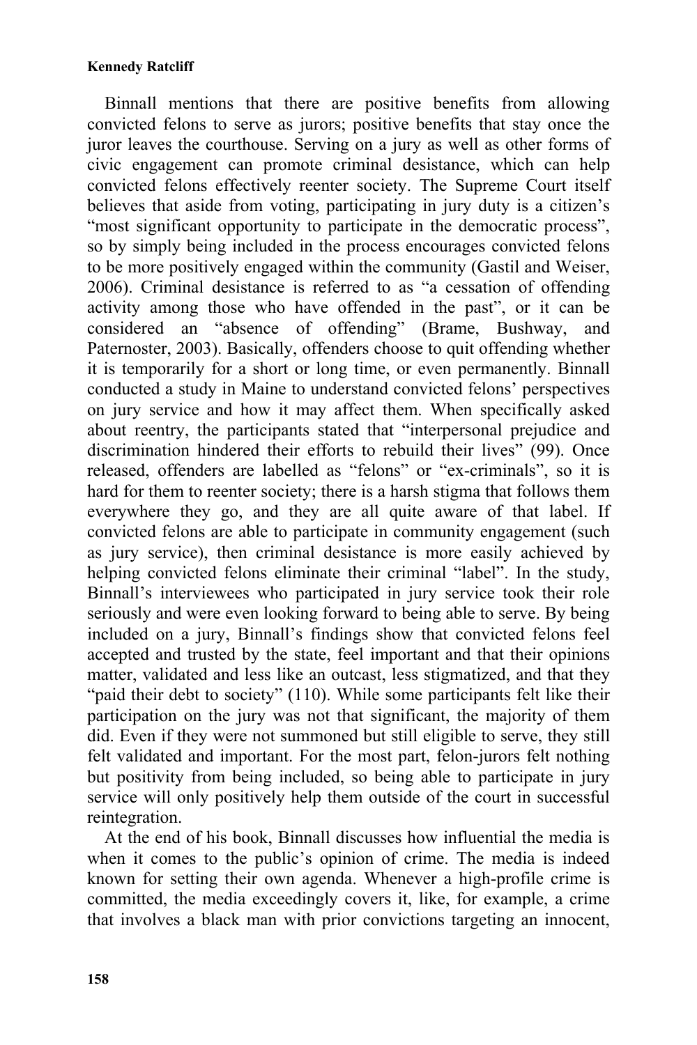Binnall mentions that there are positive benefits from allowing convicted felons to serve as jurors; positive benefits that stay once the juror leaves the courthouse. Serving on a jury as well as other forms of civic engagement can promote criminal desistance, which can help convicted felons effectively reenter society. The Supreme Court itself believes that aside from voting, participating in jury duty is a citizen's "most significant opportunity to participate in the democratic process", so by simply being included in the process encourages convicted felons to be more positively engaged within the community (Gastil and Weiser, 2006). Criminal desistance is referred to as "a cessation of offending activity among those who have offended in the past", or it can be considered an "absence of offending" (Brame, Bushway, and Paternoster, 2003). Basically, offenders choose to quit offending whether it is temporarily for a short or long time, or even permanently. Binnall conducted a study in Maine to understand convicted felons' perspectives on jury service and how it may affect them. When specifically asked about reentry, the participants stated that "interpersonal prejudice and discrimination hindered their efforts to rebuild their lives" (99). Once released, offenders are labelled as "felons" or "ex-criminals", so it is hard for them to reenter society; there is a harsh stigma that follows them everywhere they go, and they are all quite aware of that label. If convicted felons are able to participate in community engagement (such as jury service), then criminal desistance is more easily achieved by helping convicted felons eliminate their criminal "label". In the study, Binnall's interviewees who participated in jury service took their role seriously and were even looking forward to being able to serve. By being included on a jury, Binnall's findings show that convicted felons feel accepted and trusted by the state, feel important and that their opinions matter, validated and less like an outcast, less stigmatized, and that they "paid their debt to society" (110). While some participants felt like their participation on the jury was not that significant, the majority of them did. Even if they were not summoned but still eligible to serve, they still felt validated and important. For the most part, felon-jurors felt nothing but positivity from being included, so being able to participate in jury service will only positively help them outside of the court in successful reintegration.

At the end of his book, Binnall discusses how influential the media is when it comes to the public's opinion of crime. The media is indeed known for setting their own agenda. Whenever a high-profile crime is committed, the media exceedingly covers it, like, for example, a crime that involves a black man with prior convictions targeting an innocent,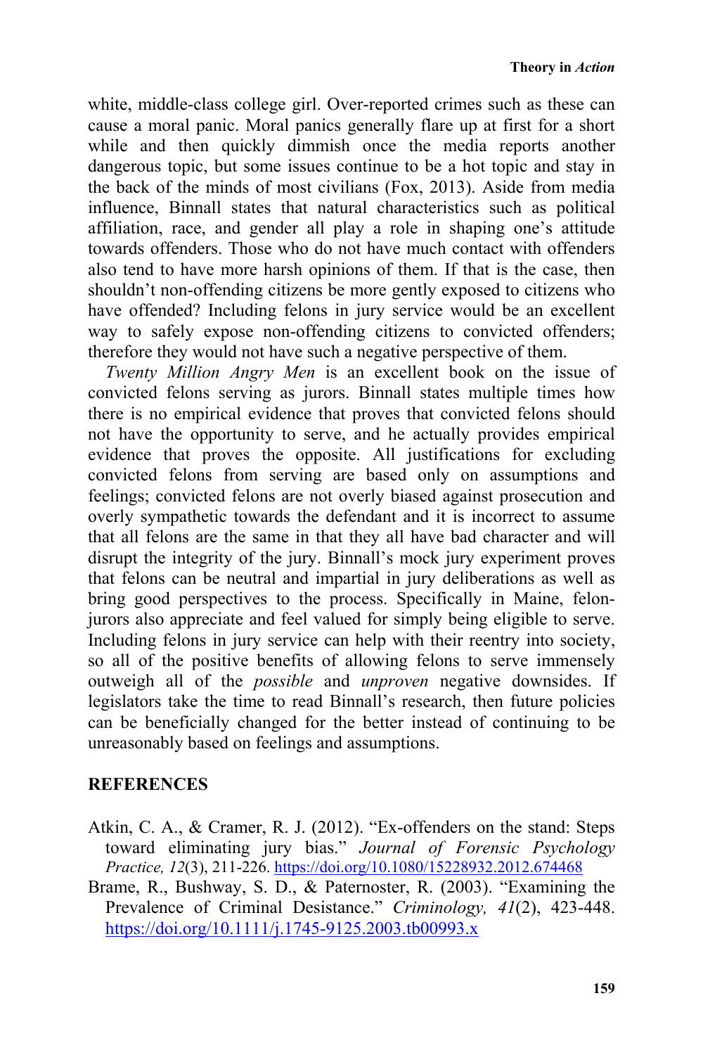white, middle-class college girl. Over-reported crimes such as these can cause a moral panic. Moral panics generally flare up at first for a short while and then quickly dimmish once the media reports another dangerous topic, but some issues continue to be a hot topic and stay in the back of the minds of most civilians (Fox, 2013). Aside from media influence, Binnall states that natural characteristics such as political affiliation, race, and gender all play a role in shaping one's attitude towards offenders. Those who do not have much contact with offenders also tend to have more harsh opinions of them. If that is the case, then shouldn't non-offending citizens be more gently exposed to citizens who have offended? Including felons in jury service would be an excellent way to safely expose non-offending citizens to convicted offenders; therefore they would not have such a negative perspective of them.

*Twenty Million Angry Men* is an excellent book on the issue of convicted felons serving as jurors. Binnall states multiple times how there is no empirical evidence that proves that convicted felons should not have the opportunity to serve, and he actually provides empirical evidence that proves the opposite. All justifications for excluding convicted felons from serving are based only on assumptions and feelings; convicted felons are not overly biased against prosecution and overly sympathetic towards the defendant and it is incorrect to assume that all felons are the same in that they all have bad character and will disrupt the integrity of the jury. Binnall's mock jury experiment proves that felons can be neutral and impartial in jury deliberations as well as bring good perspectives to the process. Specifically in Maine, felon-jurors also appreciate and feel valued for simply being eligible to serve. Including felons in jury service can help with their reentry into society, so all of the positive benefits of allowing felons to serve immensely outweigh all of the *possible* and *unproven* negative downsides. If legislators take the time to read Binnall's research, then future policies can be beneficially changed for the better instead of continuing to be unreasonably based on feelings and assumptions.

## REFERENCES

Atkin, C. A., & Cramer, R. J. (2012). "Ex-offenders on the stand: Steps toward eliminating jury bias." *Journal of Forensic Psychology Practice, 12*(3), 211-226. https://doi.org/10.1080/15228932.2012.674468

Brame, R., Bushway, S. D., & Paternoster, R. (2003). "Examining the Prevalence of Criminal Desistance." *Criminology, 41*(2), 423-448. https://doi.org/10.1111/j.1745-9125.2003.tb00993.x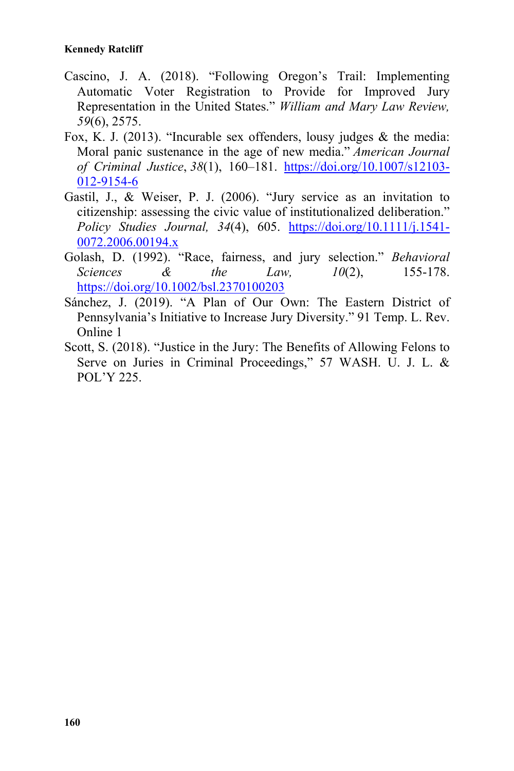Cascino, J. A. (2018). "Following Oregon's Trail: Implementing Automatic Voter Registration to Provide for Improved Jury Representation in the United States." *William and Mary Law Review, 59*(6), 2575.

Fox, K. J. (2013). "Incurable sex offenders, lousy judges & the media: Moral panic sustenance in the age of new media." *American Journal of Criminal Justice*, *38*(1), 160–181. https://doi.org/10.1007/s12103-012-9154-6

Gastil, J., & Weiser, P. J. (2006). "Jury service as an invitation to citizenship: assessing the civic value of institutionalized deliberation." *Policy Studies Journal, 34*(4), 605. https://doi.org/10.1111/j.1541-0072.2006.00194.x

Golash, D. (1992). "Race, fairness, and jury selection." *Behavioral Sciences & the Law, 10*(2), 155-178. https://doi.org/10.1002/bsl.2370100203

Sánchez, J. (2019). "A Plan of Our Own: The Eastern District of Pennsylvania's Initiative to Increase Jury Diversity." 91 Temp. L. Rev. Online 1

Scott, S. (2018). "Justice in the Jury: The Benefits of Allowing Felons to Serve on Juries in Criminal Proceedings," 57 WASH. U. J. L. & POL'Y 225.